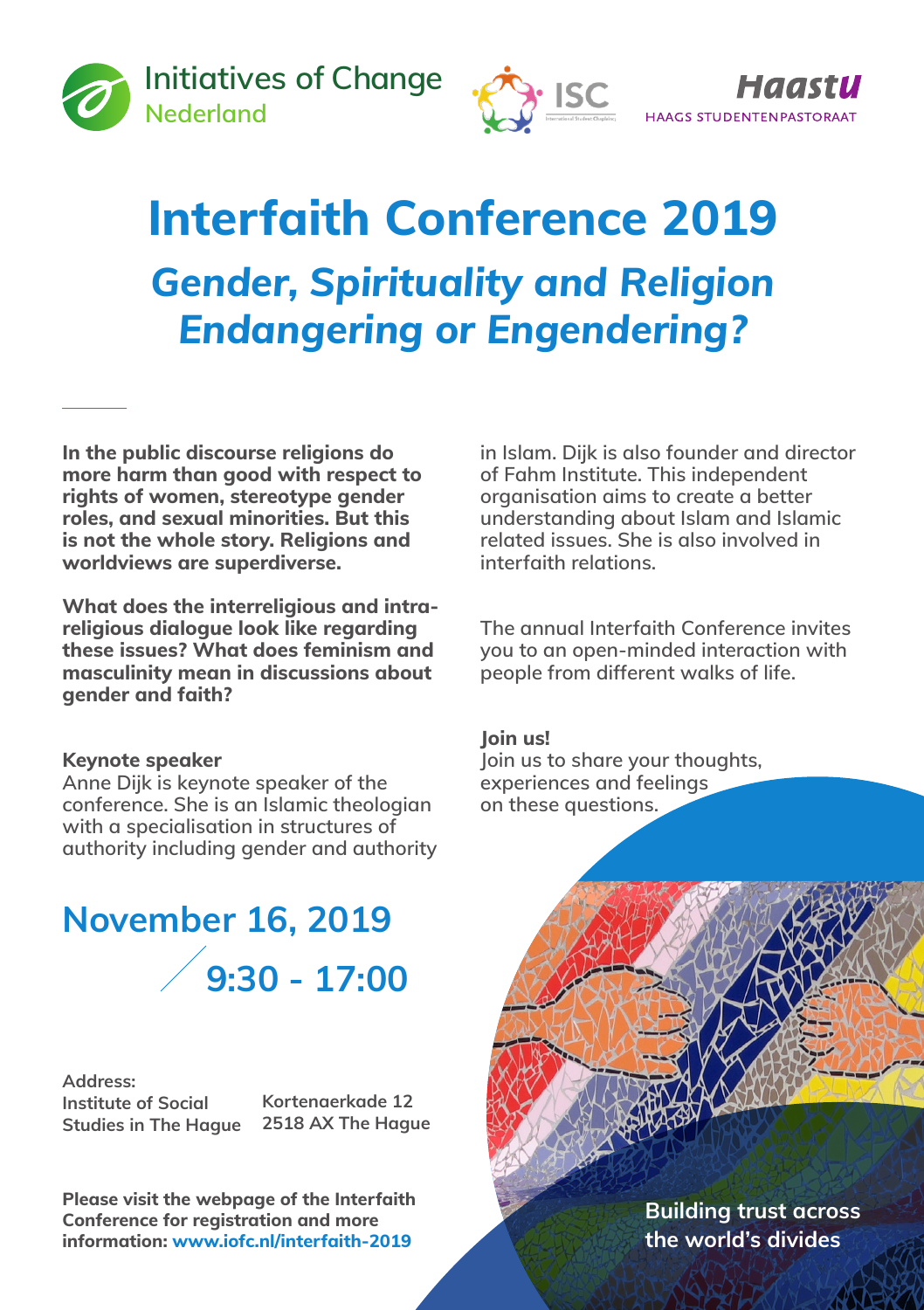Initiatives of Change
Nederland

ISC

Haastu
HAAGS STUDENTENPASTORAAT

# Interfaith Conference 2019

## *Gender, Spirituality and Religion Endangering or Engendering?*

**In the public discourse religions do more harm than good with respect to rights of women, stereotype gender roles, and sexual minorities. But this is not the whole story. Religions and worldviews are superdiverse.**

**What does the interreligious and intra-religious dialogue look like regarding these issues? What does feminism and masculinity mean in discussions about gender and faith?**

**Keynote speaker**
Anne Dijk is keynote speaker of the conference. She is an Islamic theologian with a specialisation in structures of authority including gender and authority in Islam. Dijk is also founder and director of Fahm Institute. This independent organisation aims to create a better understanding about Islam and Islamic related issues. She is also involved in interfaith relations.

The annual Interfaith Conference invites you to an open-minded interaction with people from different walks of life.

**Join us!**
Join us to share your thoughts, experiences and feelings on these questions.

## November 16, 2019
## 9:30 - 17:00

**Address:**
**Institute of Social Studies in The Hague**
**Kortenaerkade 12**
**2518 AX The Hague**

**Please visit the webpage of the Interfaith Conference for registration and more information: www.iofc.nl/interfaith-2019**

**Building trust across the world's divides**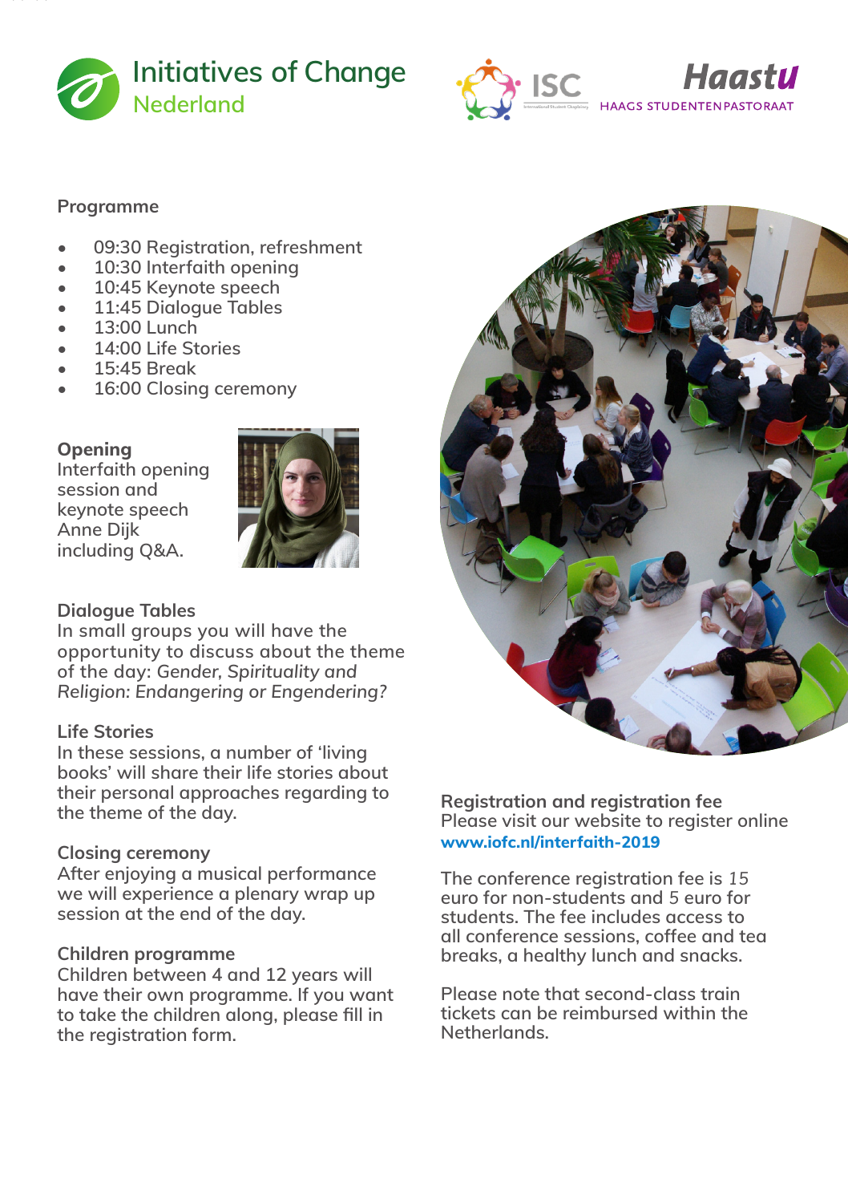Initiatives of Change Nederland

ISC

Haastu
HAAGS STUDENTENPASTORAAT

## Programme

- 09:30 Registration, refreshment
- 10:30 Interfaith opening
- 10:45 Keynote speech
- 11:45 Dialogue Tables
- 13:00 Lunch
- 14:00 Life Stories
- 15:45 Break
- 16:00 Closing ceremony

### Opening

Interfaith opening session and keynote speech Anne Dijk including Q&A.

### Dialogue Tables

In small groups you will have the opportunity to discuss about the theme of the day: *Gender, Spirituality and Religion: Endangering or Engendering?*

### Life Stories

In these sessions, a number of 'living books' will share their life stories about their personal approaches regarding to the theme of the day.

### Closing ceremony

After enjoying a musical performance we will experience a plenary wrap up session at the end of the day.

### Children programme

Children between 4 and 12 years will have their own programme. If you want to take the children along, please fill in the registration form.

### Registration and registration fee

Please visit our website to register online
**www.iofc.nl/interfaith-2019**

The conference registration fee is 15 euro for non-students and 5 euro for students. The fee includes access to all conference sessions, coffee and tea breaks, a healthy lunch and snacks.

Please note that second-class train tickets can be reimbursed within the Netherlands.